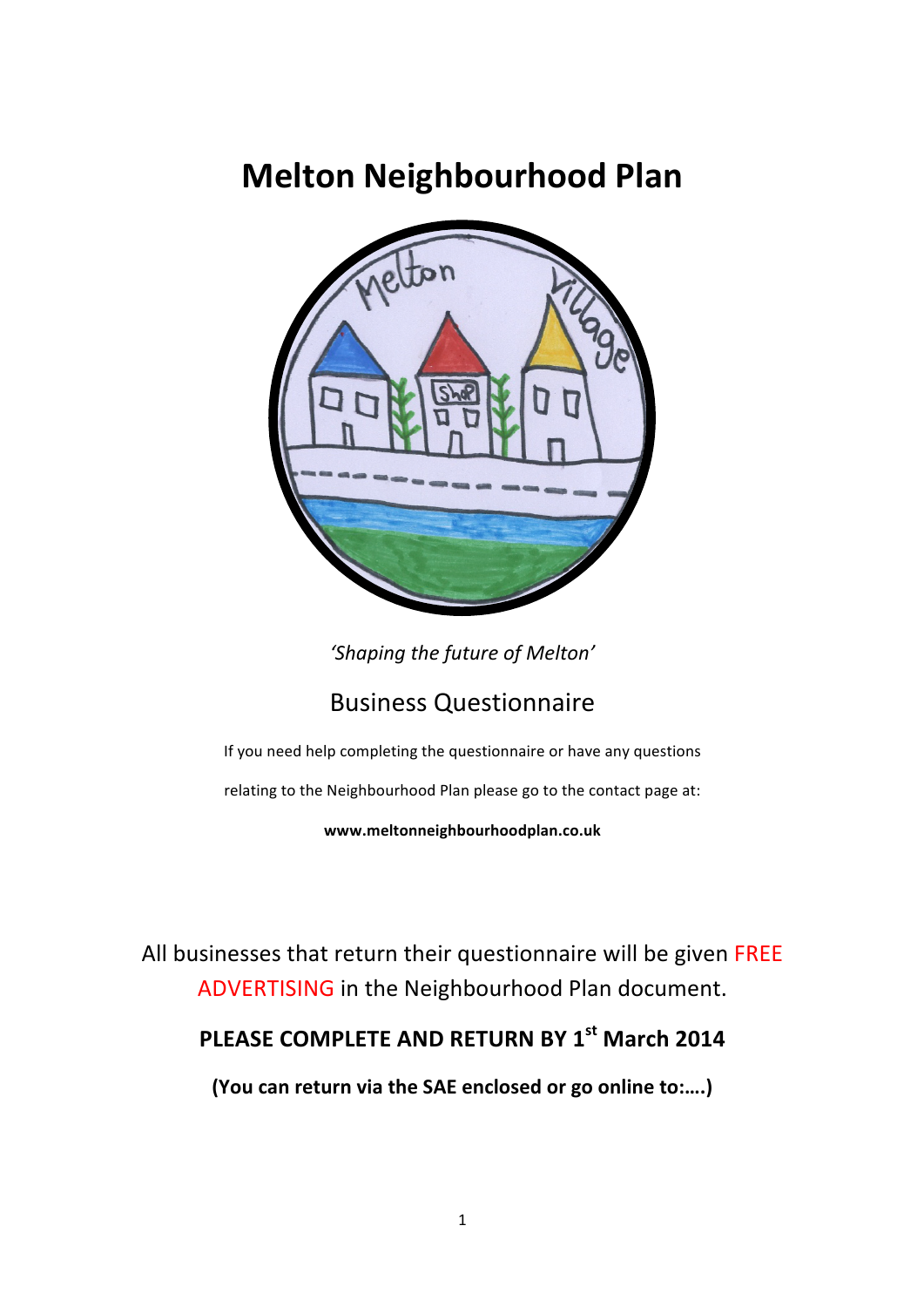# Melton Neighbourhood Plan

*'Shaping the future of Melton'*

## Business Questionnaire

If you need help completing the questionnaire or have any questions relating to the Neighbourhood Plan please go to the contact page at:

**www.meltonneighbourhoodplan.co.uk**

All businesses that return their questionnaire will be given FREE ADVERTISING in the Neighbourhood Plan document.

**PLEASE COMPLETE AND RETURN BY 1st March 2014**

**(You can return via the SAE enclosed or go online to:….)**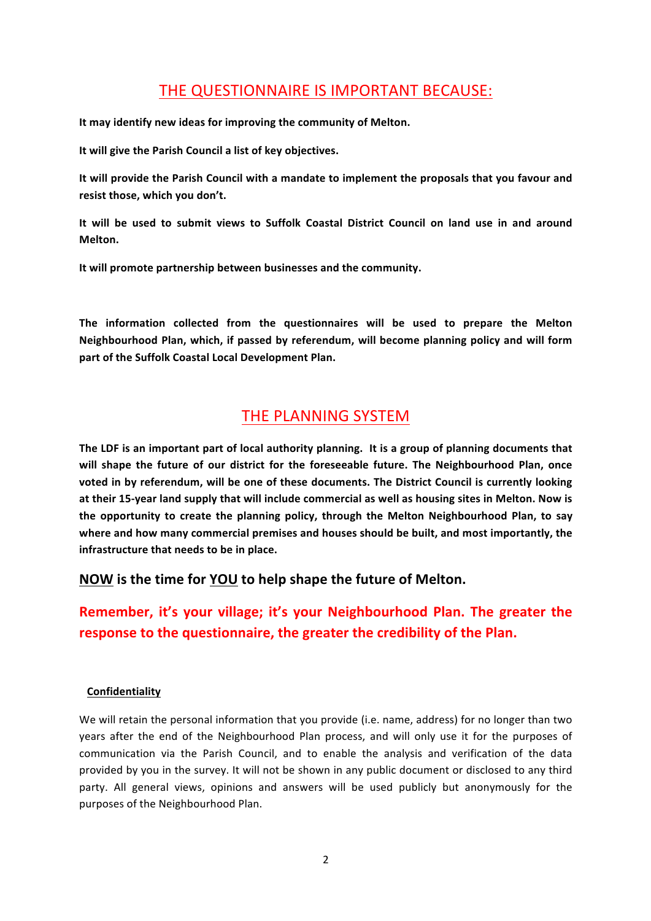## THE QUESTIONNAIRE IS IMPORTANT BECAUSE:

**It may identify new ideas for improving the community of Melton.**

**It will give the Parish Council a list of key objectives.**

**It will provide the Parish Council with a mandate to implement the proposals that you favour and resist those, which you don't.**

**It will be used to submit views to Suffolk Coastal District Council on land use in and around Melton.**

**It will promote partnership between businesses and the community.**

**The information collected from the questionnaires will be used to prepare the Melton Neighbourhood Plan, which, if passed by referendum, will become planning policy and will form part of the Suffolk Coastal Local Development Plan.**

## THE PLANNING SYSTEM

**The LDF is an important part of local authority planning. It is a group of planning documents that will shape the future of our district for the foreseeable future. The Neighbourhood Plan, once voted in by referendum, will be one of these documents. The District Council is currently looking at their 15-year land supply that will include commercial as well as housing sites in Melton. Now is the opportunity to create the planning policy, through the Melton Neighbourhood Plan, to say where and how many commercial premises and houses should be built, and most importantly, the infrastructure that needs to be in place.**

### <u>NOW</u> is the time for <u>YOU</u> to help shape the future of Melton.

### Remember, it's your village; it's your Neighbourhood Plan. The greater the response to the questionnaire, the greater the credibility of the Plan.

**<u>Confidentiality</u>**

We will retain the personal information that you provide (i.e. name, address) for no longer than two years after the end of the Neighbourhood Plan process, and will only use it for the purposes of communication via the Parish Council, and to enable the analysis and verification of the data provided by you in the survey. It will not be shown in any public document or disclosed to any third party. All general views, opinions and answers will be used publicly but anonymously for the purposes of the Neighbourhood Plan.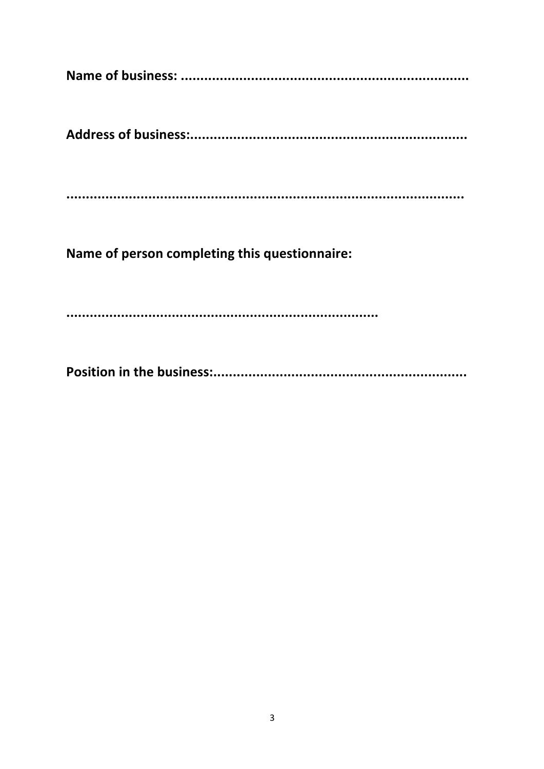**Name of business: .........................................................................**

**Address of business:......................................................................**

**..........................................................................................**

**Name of person completing this questionnaire:**

**...............................................................................**

**Position in the business:................................................................**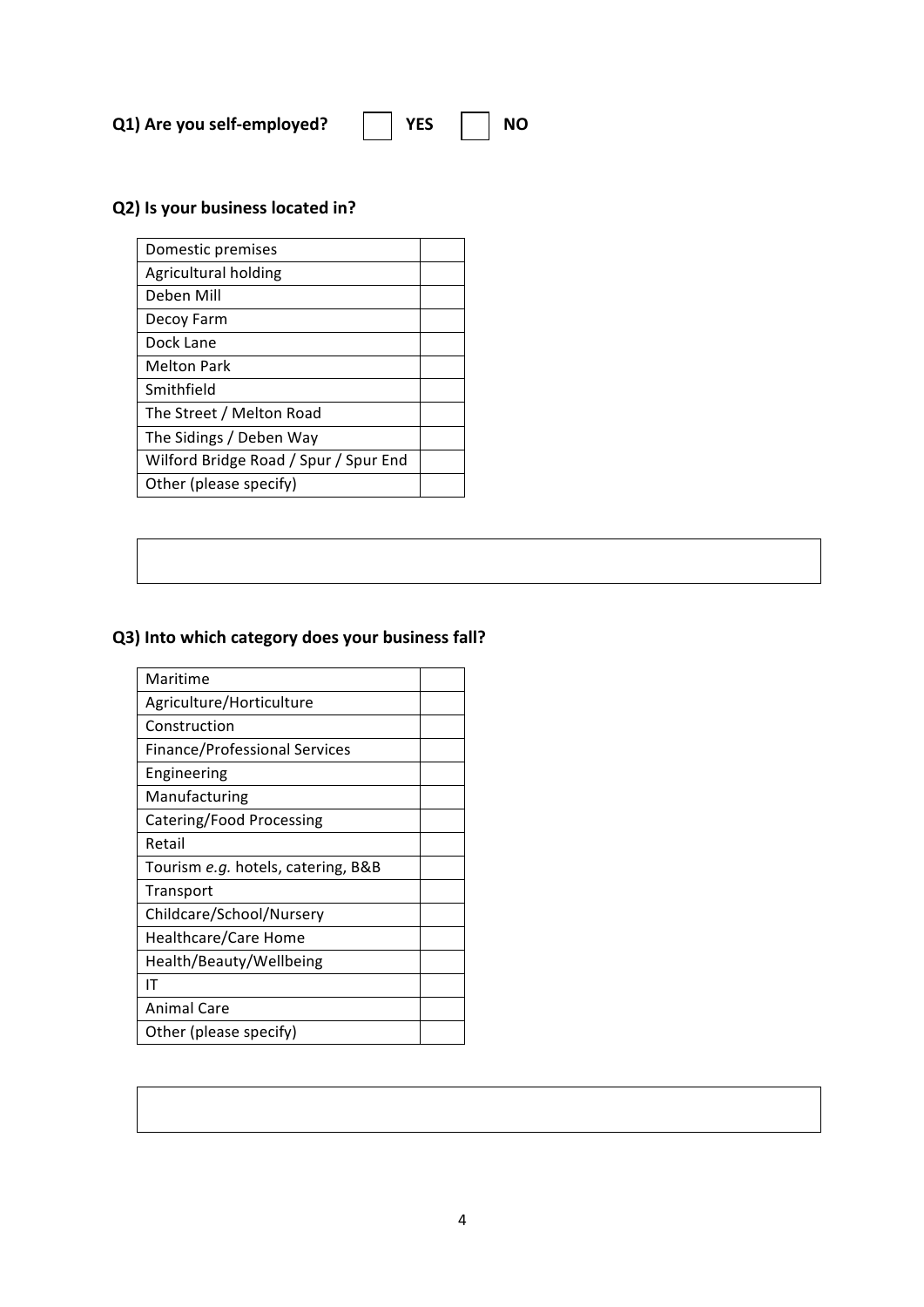**Q1) Are you self-employed?** ☐ **YES** ☐ **NO**

**Q2) Is your business located in?**

| | |
|---|---|
| Domestic premises | |
| Agricultural holding | |
| Deben Mill | |
| Decoy Farm | |
| Dock Lane | |
| Melton Park | |
| Smithfield | |
| The Street / Melton Road | |
| The Sidings / Deben Way | |
| Wilford Bridge Road / Spur / Spur End | |
| Other (please specify) | |

**Q3) Into which category does your business fall?**

| | |
|---|---|
| Maritime | |
| Agriculture/Horticulture | |
| Construction | |
| Finance/Professional Services | |
| Engineering | |
| Manufacturing | |
| Catering/Food Processing | |
| Retail | |
| Tourism *e.g.* hotels, catering, B&B | |
| Transport | |
| Childcare/School/Nursery | |
| Healthcare/Care Home | |
| Health/Beauty/Wellbeing | |
| IT | |
| Animal Care | |
| Other (please specify) | |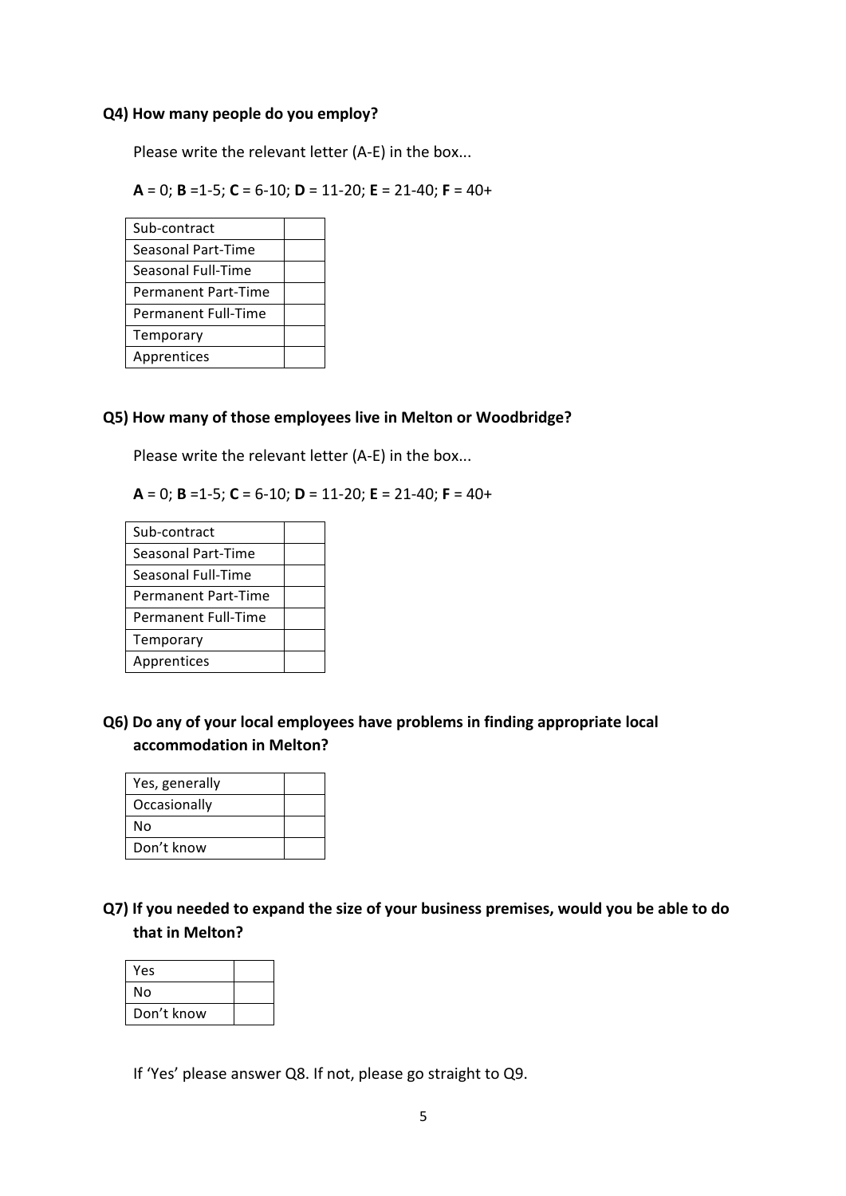**Q4) How many people do you employ?**

Please write the relevant letter (A-E) in the box...

**A** = 0; **B** =1-5; **C** = 6-10; **D** = 11-20; **E** = 21-40; **F** = 40+

| | |
|---|---|
| Sub-contract | |
| Seasonal Part-Time | |
| Seasonal Full-Time | |
| Permanent Part-Time | |
| Permanent Full-Time | |
| Temporary | |
| Apprentices | |

**Q5) How many of those employees live in Melton or Woodbridge?**

Please write the relevant letter (A-E) in the box...

**A** = 0; **B** =1-5; **C** = 6-10; **D** = 11-20; **E** = 21-40; **F** = 40+

| | |
|---|---|
| Sub-contract | |
| Seasonal Part-Time | |
| Seasonal Full-Time | |
| Permanent Part-Time | |
| Permanent Full-Time | |
| Temporary | |
| Apprentices | |

**Q6) Do any of your local employees have problems in finding appropriate local accommodation in Melton?**

| | |
|---|---|
| Yes, generally | |
| Occasionally | |
| No | |
| Don't know | |

**Q7) If you needed to expand the size of your business premises, would you be able to do that in Melton?**

| | |
|---|---|
| Yes | |
| No | |
| Don't know | |

If 'Yes' please answer Q8. If not, please go straight to Q9.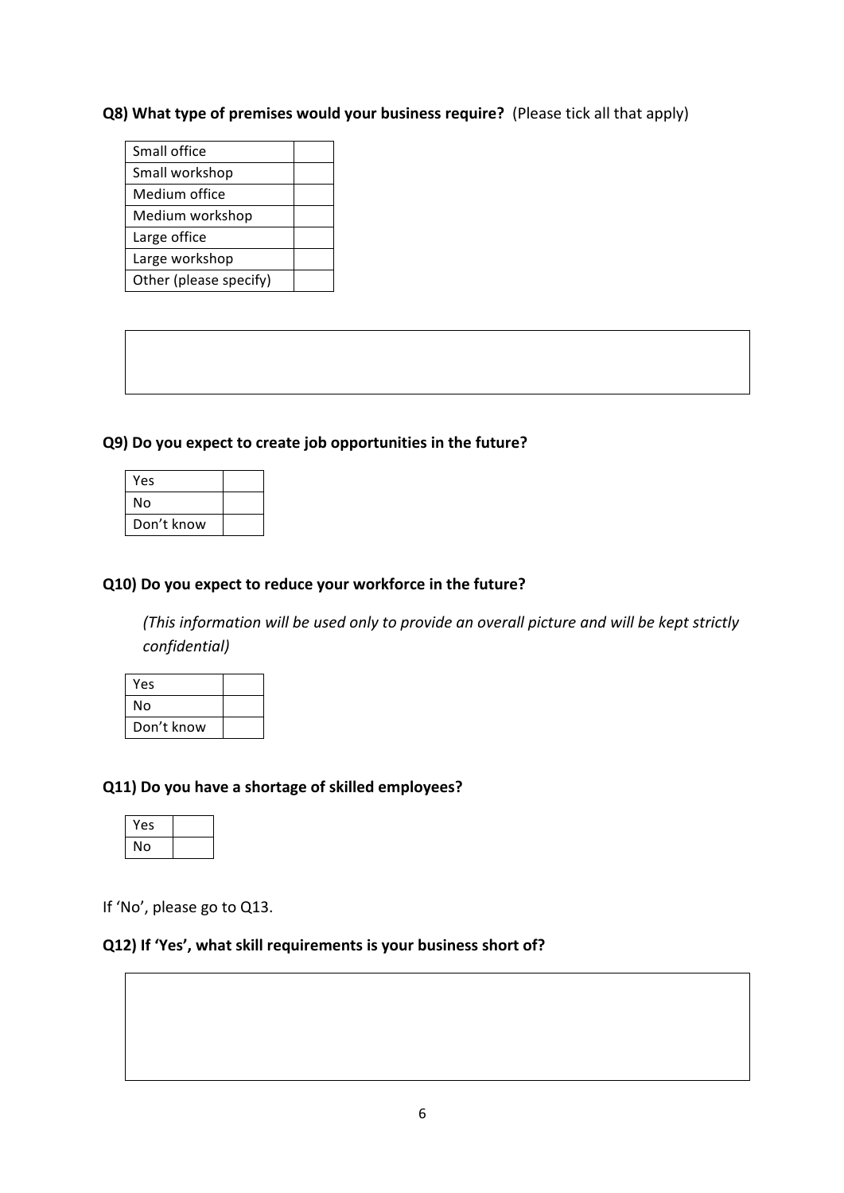**Q8) What type of premises would your business require?** (Please tick all that apply)

| | |
|---|---|
| Small office | |
| Small workshop | |
| Medium office | |
| Medium workshop | |
| Large office | |
| Large workshop | |
| Other (please specify) | |

**Q9) Do you expect to create job opportunities in the future?**

| | |
|---|---|
| Yes | |
| No | |
| Don't know | |

**Q10) Do you expect to reduce your workforce in the future?**

*(This information will be used only to provide an overall picture and will be kept strictly confidential)*

| | |
|---|---|
| Yes | |
| No | |
| Don't know | |

**Q11) Do you have a shortage of skilled employees?**

| | |
|---|---|
| Yes | |
| No | |

If 'No', please go to Q13.

**Q12) If 'Yes', what skill requirements is your business short of?**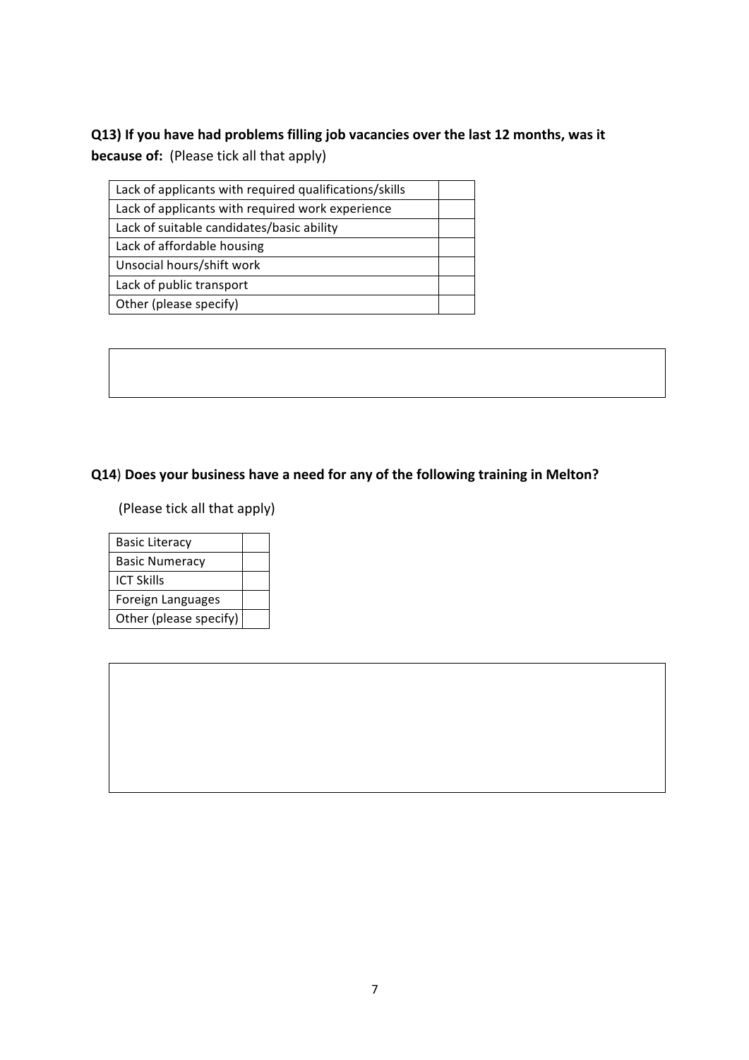**Q13) If you have had problems filling job vacancies over the last 12 months, was it because of:** (Please tick all that apply)

| Lack of applicants with required qualifications/skills | |
|---|---|
| Lack of applicants with required work experience | |
| Lack of suitable candidates/basic ability | |
| Lack of affordable housing | |
| Unsocial hours/shift work | |
| Lack of public transport | |
| Other (please specify) | |

**Q14**) **Does your business have a need for any of the following training in Melton?**

(Please tick all that apply)

| Basic Literacy | |
|---|---|
| Basic Numeracy | |
| ICT Skills | |
| Foreign Languages | |
| Other (please specify) | |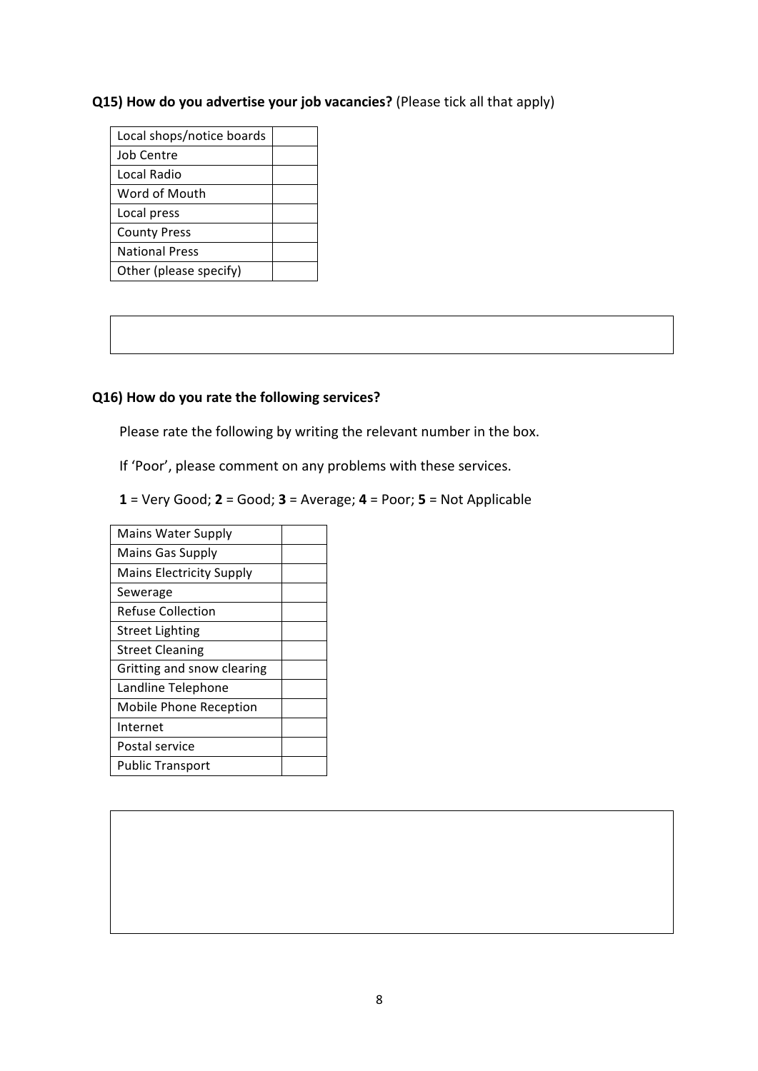**Q15) How do you advertise your job vacancies?** (Please tick all that apply)

| | |
|---|---|
| Local shops/notice boards | |
| Job Centre | |
| Local Radio | |
| Word of Mouth | |
| Local press | |
| County Press | |
| National Press | |
| Other (please specify) | |

**Q16) How do you rate the following services?**

Please rate the following by writing the relevant number in the box.

If 'Poor', please comment on any problems with these services.

**1** = Very Good; **2** = Good; **3** = Average; **4** = Poor; **5** = Not Applicable

| | |
|---|---|
| Mains Water Supply | |
| Mains Gas Supply | |
| Mains Electricity Supply | |
| Sewerage | |
| Refuse Collection | |
| Street Lighting | |
| Street Cleaning | |
| Gritting and snow clearing | |
| Landline Telephone | |
| Mobile Phone Reception | |
| Internet | |
| Postal service | |
| Public Transport | |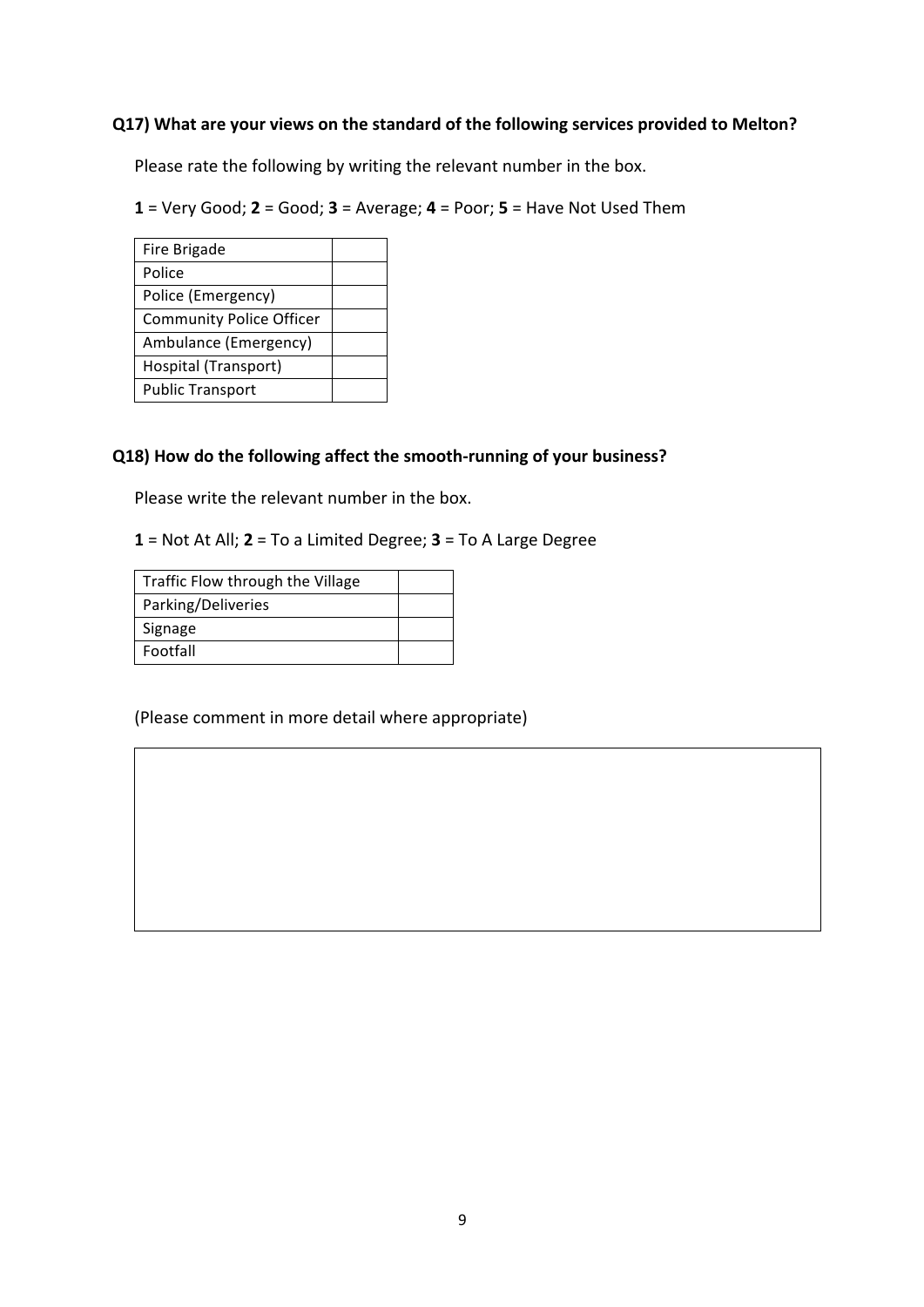**Q17) What are your views on the standard of the following services provided to Melton?**

Please rate the following by writing the relevant number in the box.

**1** = Very Good; **2** = Good; **3** = Average; **4** = Poor; **5** = Have Not Used Them

| Fire Brigade | |
|---|---|
| Police | |
| Police (Emergency) | |
| Community Police Officer | |
| Ambulance (Emergency) | |
| Hospital (Transport) | |
| Public Transport | |

**Q18) How do the following affect the smooth-running of your business?**

Please write the relevant number in the box.

**1** = Not At All; **2** = To a Limited Degree; **3** = To A Large Degree

| Traffic Flow through the Village | |
|---|---|
| Parking/Deliveries | |
| Signage | |
| Footfall | |

(Please comment in more detail where appropriate)

| |
|---|
| |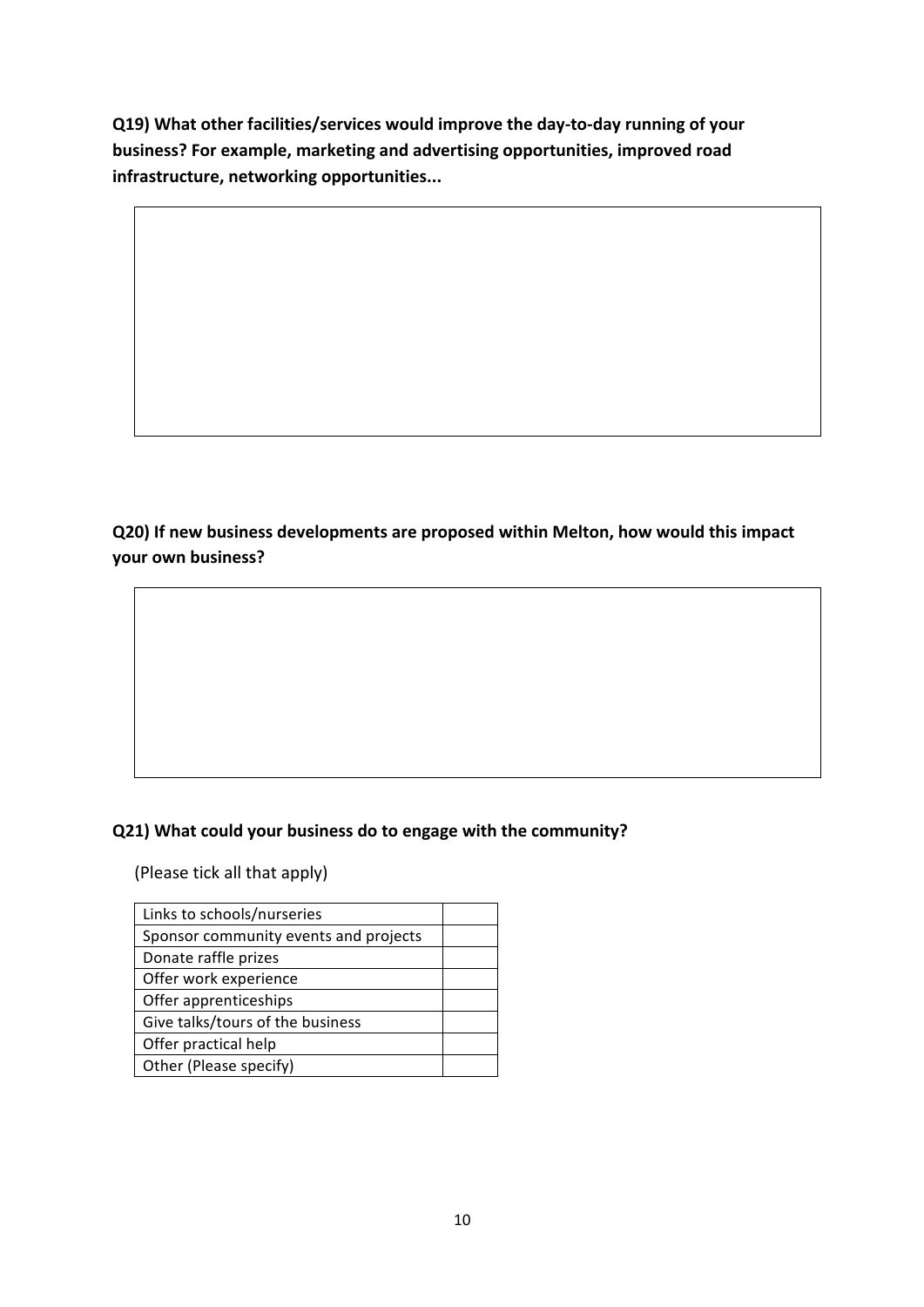**Q19) What other facilities/services would improve the day-to-day running of your business? For example, marketing and advertising opportunities, improved road infrastructure, networking opportunities...**

**Q20) If new business developments are proposed within Melton, how would this impact your own business?**

**Q21) What could your business do to engage with the community?**

(Please tick all that apply)

| | |
|---|---|
| Links to schools/nurseries | |
| Sponsor community events and projects | |
| Donate raffle prizes | |
| Offer work experience | |
| Offer apprenticeships | |
| Give talks/tours of the business | |
| Offer practical help | |
| Other (Please specify) | |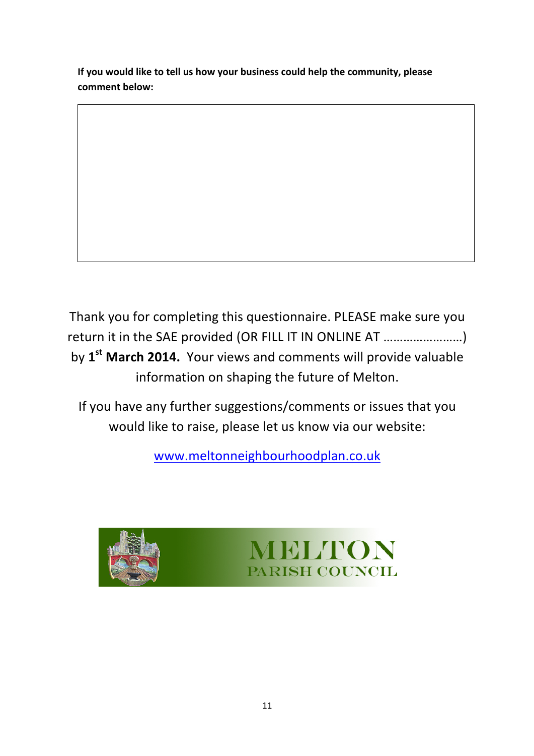**If you would like to tell us how your business could help the community, please comment below:**

Thank you for completing this questionnaire. PLEASE make sure you return it in the SAE provided (OR FILL IT IN ONLINE AT ……………………) by **1st March 2014.** Your views and comments will provide valuable information on shaping the future of Melton.

If you have any further suggestions/comments or issues that you would like to raise, please let us know via our website:

www.meltonneighbourhoodplan.co.uk

MELTON
PARISH COUNCIL